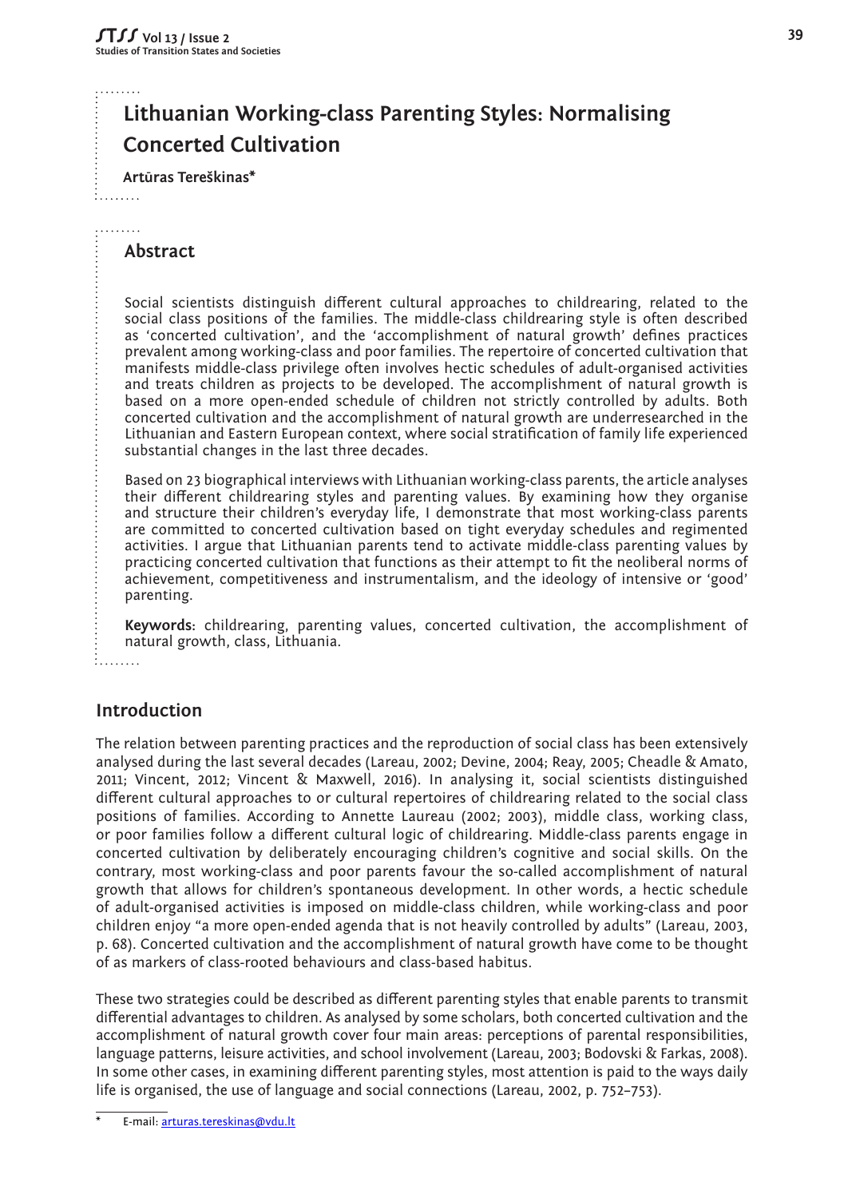# Lithuanian Working-class Parenting Styles: Normalising Concerted Cultivation

**Artūras Tereškinas***

## Abstract

Social scientists distinguish different cultural approaches to childrearing, related to the social class positions of the families. The middle-class childrearing style is often described as 'concerted cultivation', and the 'accomplishment of natural growth' defines practices prevalent among working-class and poor families. The repertoire of concerted cultivation that manifests middle-class privilege often involves hectic schedules of adult-organised activities and treats children as projects to be developed. The accomplishment of natural growth is based on a more open-ended schedule of children not strictly controlled by adults. Both concerted cultivation and the accomplishment of natural growth are underresearched in the Lithuanian and Eastern European context, where social stratification of family life experienced substantial changes in the last three decades.

Based on 23 biographical interviews with Lithuanian working-class parents, the article analyses their different childrearing styles and parenting values. By examining how they organise and structure their children's everyday life, I demonstrate that most working-class parents are committed to concerted cultivation based on tight everyday schedules and regimented activities. I argue that Lithuanian parents tend to activate middle-class parenting values by practicing concerted cultivation that functions as their attempt to fit the neoliberal norms of achievement, competitiveness and instrumentalism, and the ideology of intensive or 'good' parenting.

**Keywords:** childrearing, parenting values, concerted cultivation, the accomplishment of natural growth, class, Lithuania.

## Introduction

The relation between parenting practices and the reproduction of social class has been extensively analysed during the last several decades (Lareau, 2002; Devine, 2004; Reay, 2005; Cheadle & Amato, 2011; Vincent, 2012; Vincent & Maxwell, 2016). In analysing it, social scientists distinguished different cultural approaches to or cultural repertoires of childrearing related to the social class positions of families. According to Annette Laureau (2002; 2003), middle class, working class, or poor families follow a different cultural logic of childrearing. Middle-class parents engage in concerted cultivation by deliberately encouraging children's cognitive and social skills. On the contrary, most working-class and poor parents favour the so-called accomplishment of natural growth that allows for children's spontaneous development. In other words, a hectic schedule of adult-organised activities is imposed on middle-class children, while working-class and poor children enjoy "a more open-ended agenda that is not heavily controlled by adults" (Lareau, 2003, p. 68). Concerted cultivation and the accomplishment of natural growth have come to be thought of as markers of class-rooted behaviours and class-based habitus.

These two strategies could be described as different parenting styles that enable parents to transmit differential advantages to children. As analysed by some scholars, both concerted cultivation and the accomplishment of natural growth cover four main areas: perceptions of parental responsibilities, language patterns, leisure activities, and school involvement (Lareau, 2003; Bodovski & Farkas, 2008). In some other cases, in examining different parenting styles, most attention is paid to the ways daily life is organised, the use of language and social connections (Lareau, 2002, p. 752–753).

\* E-mail: arturas.tereskinas@vdu.lt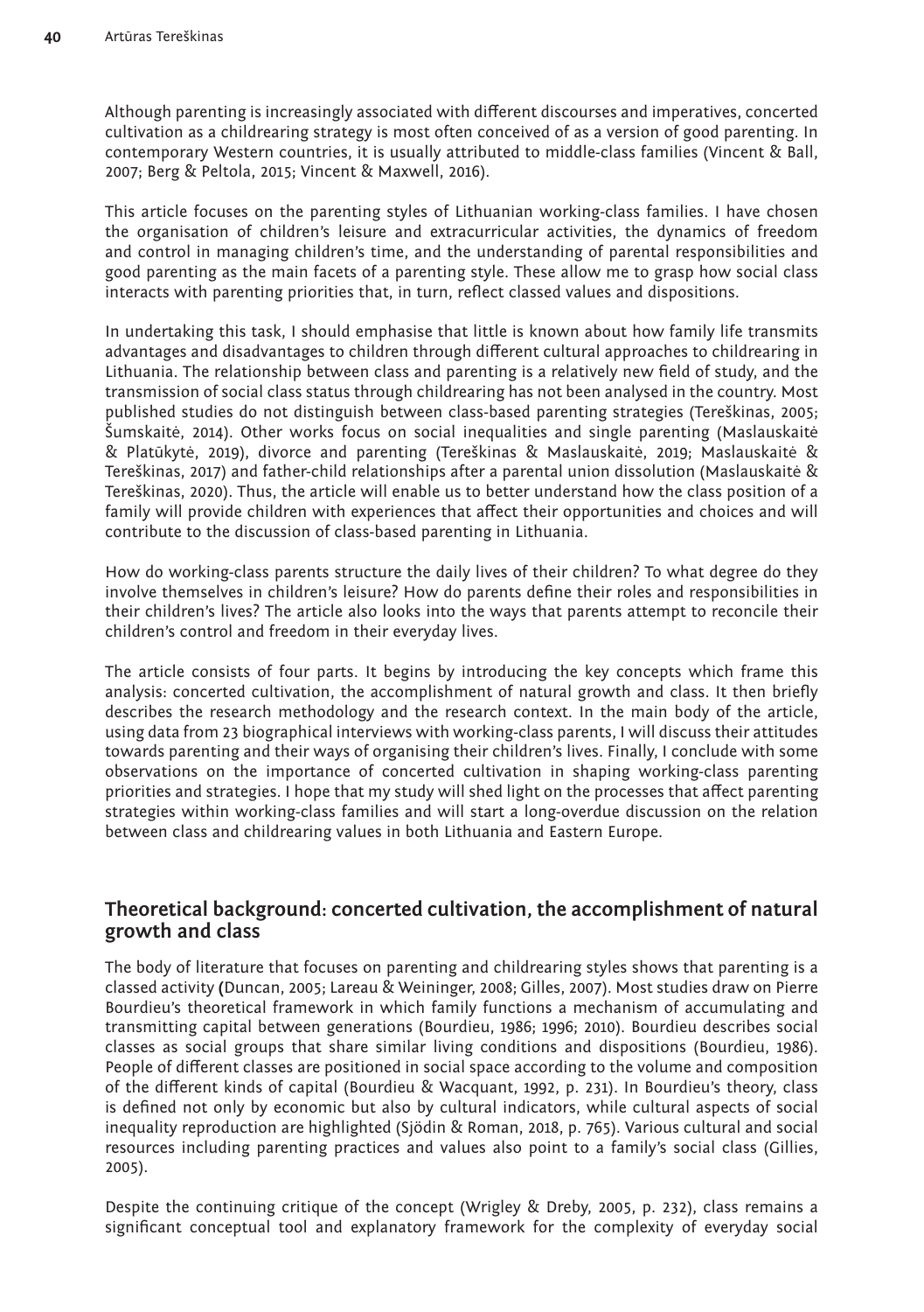Although parenting is increasingly associated with different discourses and imperatives, concerted cultivation as a childrearing strategy is most often conceived of as a version of good parenting. In contemporary Western countries, it is usually attributed to middle-class families (Vincent & Ball, 2007; Berg & Peltola, 2015; Vincent & Maxwell, 2016).

This article focuses on the parenting styles of Lithuanian working-class families. I have chosen the organisation of children's leisure and extracurricular activities, the dynamics of freedom and control in managing children's time, and the understanding of parental responsibilities and good parenting as the main facets of a parenting style. These allow me to grasp how social class interacts with parenting priorities that, in turn, reflect classed values and dispositions.

In undertaking this task, I should emphasise that little is known about how family life transmits advantages and disadvantages to children through different cultural approaches to childrearing in Lithuania. The relationship between class and parenting is a relatively new field of study, and the transmission of social class status through childrearing has not been analysed in the country. Most published studies do not distinguish between class-based parenting strategies (Tereškinas, 2005; Šumskaitė, 2014). Other works focus on social inequalities and single parenting (Maslauskaitė & Platūkytė, 2019), divorce and parenting (Tereškinas & Maslauskaitė, 2019; Maslauskaitė & Tereškinas, 2017) and father-child relationships after a parental union dissolution (Maslauskaitė & Tereškinas, 2020). Thus, the article will enable us to better understand how the class position of a family will provide children with experiences that affect their opportunities and choices and will contribute to the discussion of class-based parenting in Lithuania.

How do working-class parents structure the daily lives of their children? To what degree do they involve themselves in children's leisure? How do parents define their roles and responsibilities in their children's lives? The article also looks into the ways that parents attempt to reconcile their children's control and freedom in their everyday lives.

The article consists of four parts. It begins by introducing the key concepts which frame this analysis: concerted cultivation, the accomplishment of natural growth and class. It then briefly describes the research methodology and the research context. In the main body of the article, using data from 23 biographical interviews with working-class parents, I will discuss their attitudes towards parenting and their ways of organising their children's lives. Finally, I conclude with some observations on the importance of concerted cultivation in shaping working-class parenting priorities and strategies. I hope that my study will shed light on the processes that affect parenting strategies within working-class families and will start a long-overdue discussion on the relation between class and childrearing values in both Lithuania and Eastern Europe.

## Theoretical background: concerted cultivation, the accomplishment of natural growth and class

The body of literature that focuses on parenting and childrearing styles shows that parenting is a classed activity (Duncan, 2005; Lareau & Weininger, 2008; Gilles, 2007). Most studies draw on Pierre Bourdieu's theoretical framework in which family functions a mechanism of accumulating and transmitting capital between generations (Bourdieu, 1986; 1996; 2010). Bourdieu describes social classes as social groups that share similar living conditions and dispositions (Bourdieu, 1986). People of different classes are positioned in social space according to the volume and composition of the different kinds of capital (Bourdieu & Wacquant, 1992, p. 231). In Bourdieu's theory, class is defined not only by economic but also by cultural indicators, while cultural aspects of social inequality reproduction are highlighted (Sjödin & Roman, 2018, p. 765). Various cultural and social resources including parenting practices and values also point to a family's social class (Gillies, 2005).

Despite the continuing critique of the concept (Wrigley & Dreby, 2005, p. 232), class remains a significant conceptual tool and explanatory framework for the complexity of everyday social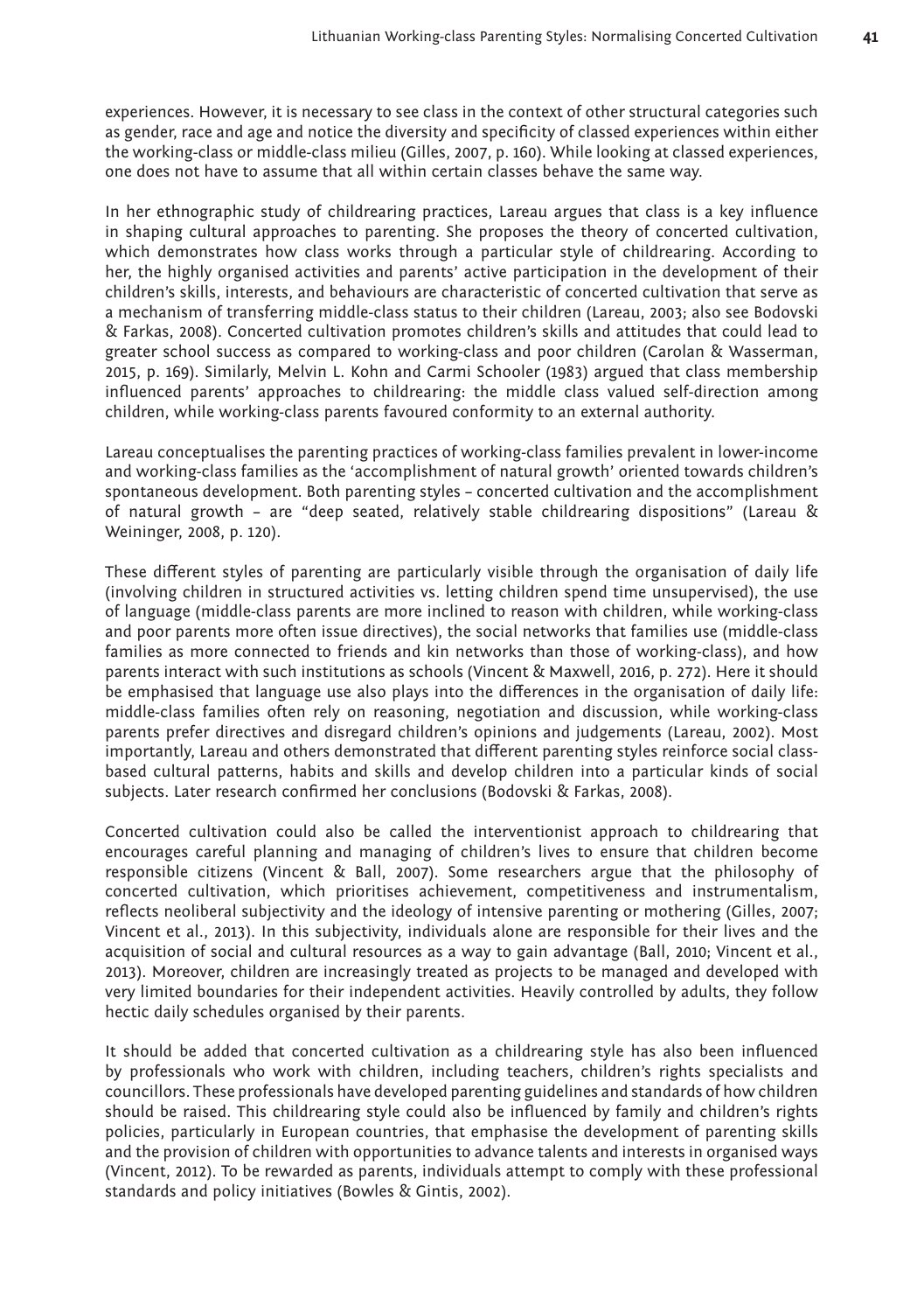experiences. However, it is necessary to see class in the context of other structural categories such as gender, race and age and notice the diversity and specificity of classed experiences within either the working-class or middle-class milieu (Gilles, 2007, p. 160). While looking at classed experiences, one does not have to assume that all within certain classes behave the same way.

In her ethnographic study of childrearing practices, Lareau argues that class is a key influence in shaping cultural approaches to parenting. She proposes the theory of concerted cultivation, which demonstrates how class works through a particular style of childrearing. According to her, the highly organised activities and parents' active participation in the development of their children's skills, interests, and behaviours are characteristic of concerted cultivation that serve as a mechanism of transferring middle-class status to their children (Lareau, 2003; also see Bodovski & Farkas, 2008). Concerted cultivation promotes children's skills and attitudes that could lead to greater school success as compared to working-class and poor children (Carolan & Wasserman, 2015, p. 169). Similarly, Melvin L. Kohn and Carmi Schooler (1983) argued that class membership influenced parents' approaches to childrearing: the middle class valued self-direction among children, while working-class parents favoured conformity to an external authority.

Lareau conceptualises the parenting practices of working-class families prevalent in lower-income and working-class families as the 'accomplishment of natural growth' oriented towards children's spontaneous development. Both parenting styles – concerted cultivation and the accomplishment of natural growth – are "deep seated, relatively stable childrearing dispositions" (Lareau & Weininger, 2008, p. 120).

These different styles of parenting are particularly visible through the organisation of daily life (involving children in structured activities vs. letting children spend time unsupervised), the use of language (middle-class parents are more inclined to reason with children, while working-class and poor parents more often issue directives), the social networks that families use (middle-class families as more connected to friends and kin networks than those of working-class), and how parents interact with such institutions as schools (Vincent & Maxwell, 2016, p. 272). Here it should be emphasised that language use also plays into the differences in the organisation of daily life: middle-class families often rely on reasoning, negotiation and discussion, while working-class parents prefer directives and disregard children's opinions and judgements (Lareau, 2002). Most importantly, Lareau and others demonstrated that different parenting styles reinforce social class-based cultural patterns, habits and skills and develop children into a particular kinds of social subjects. Later research confirmed her conclusions (Bodovski & Farkas, 2008).

Concerted cultivation could also be called the interventionist approach to childrearing that encourages careful planning and managing of children's lives to ensure that children become responsible citizens (Vincent & Ball, 2007). Some researchers argue that the philosophy of concerted cultivation, which prioritises achievement, competitiveness and instrumentalism, reflects neoliberal subjectivity and the ideology of intensive parenting or mothering (Gilles, 2007; Vincent et al., 2013). In this subjectivity, individuals alone are responsible for their lives and the acquisition of social and cultural resources as a way to gain advantage (Ball, 2010; Vincent et al., 2013). Moreover, children are increasingly treated as projects to be managed and developed with very limited boundaries for their independent activities. Heavily controlled by adults, they follow hectic daily schedules organised by their parents.

It should be added that concerted cultivation as a childrearing style has also been influenced by professionals who work with children, including teachers, children's rights specialists and councillors. These professionals have developed parenting guidelines and standards of how children should be raised. This childrearing style could also be influenced by family and children's rights policies, particularly in European countries, that emphasise the development of parenting skills and the provision of children with opportunities to advance talents and interests in organised ways (Vincent, 2012). To be rewarded as parents, individuals attempt to comply with these professional standards and policy initiatives (Bowles & Gintis, 2002).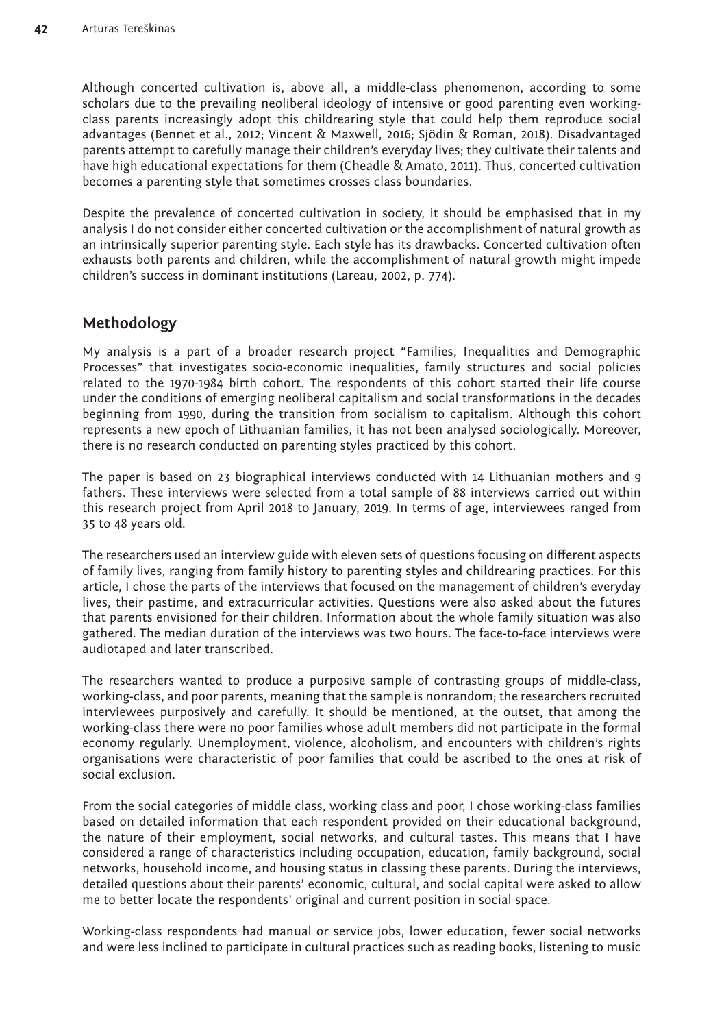Although concerted cultivation is, above all, a middle-class phenomenon, according to some scholars due to the prevailing neoliberal ideology of intensive or good parenting even working-class parents increasingly adopt this childrearing style that could help them reproduce social advantages (Bennet et al., 2012; Vincent & Maxwell, 2016; Sjödin & Roman, 2018). Disadvantaged parents attempt to carefully manage their children's everyday lives; they cultivate their talents and have high educational expectations for them (Cheadle & Amato, 2011). Thus, concerted cultivation becomes a parenting style that sometimes crosses class boundaries.

Despite the prevalence of concerted cultivation in society, it should be emphasised that in my analysis I do not consider either concerted cultivation or the accomplishment of natural growth as an intrinsically superior parenting style. Each style has its drawbacks. Concerted cultivation often exhausts both parents and children, while the accomplishment of natural growth might impede children's success in dominant institutions (Lareau, 2002, p. 774).

## Methodology

My analysis is a part of a broader research project "Families, Inequalities and Demographic Processes" that investigates socio-economic inequalities, family structures and social policies related to the 1970-1984 birth cohort. The respondents of this cohort started their life course under the conditions of emerging neoliberal capitalism and social transformations in the decades beginning from 1990, during the transition from socialism to capitalism. Although this cohort represents a new epoch of Lithuanian families, it has not been analysed sociologically. Moreover, there is no research conducted on parenting styles practiced by this cohort.

The paper is based on 23 biographical interviews conducted with 14 Lithuanian mothers and 9 fathers. These interviews were selected from a total sample of 88 interviews carried out within this research project from April 2018 to January, 2019. In terms of age, interviewees ranged from 35 to 48 years old.

The researchers used an interview guide with eleven sets of questions focusing on different aspects of family lives, ranging from family history to parenting styles and childrearing practices. For this article, I chose the parts of the interviews that focused on the management of children's everyday lives, their pastime, and extracurricular activities. Questions were also asked about the futures that parents envisioned for their children. Information about the whole family situation was also gathered. The median duration of the interviews was two hours. The face-to-face interviews were audiotaped and later transcribed.

The researchers wanted to produce a purposive sample of contrasting groups of middle-class, working-class, and poor parents, meaning that the sample is nonrandom; the researchers recruited interviewees purposively and carefully. It should be mentioned, at the outset, that among the working-class there were no poor families whose adult members did not participate in the formal economy regularly. Unemployment, violence, alcoholism, and encounters with children's rights organisations were characteristic of poor families that could be ascribed to the ones at risk of social exclusion.

From the social categories of middle class, working class and poor, I chose working-class families based on detailed information that each respondent provided on their educational background, the nature of their employment, social networks, and cultural tastes. This means that I have considered a range of characteristics including occupation, education, family background, social networks, household income, and housing status in classing these parents. During the interviews, detailed questions about their parents' economic, cultural, and social capital were asked to allow me to better locate the respondents' original and current position in social space.

Working-class respondents had manual or service jobs, lower education, fewer social networks and were less inclined to participate in cultural practices such as reading books, listening to music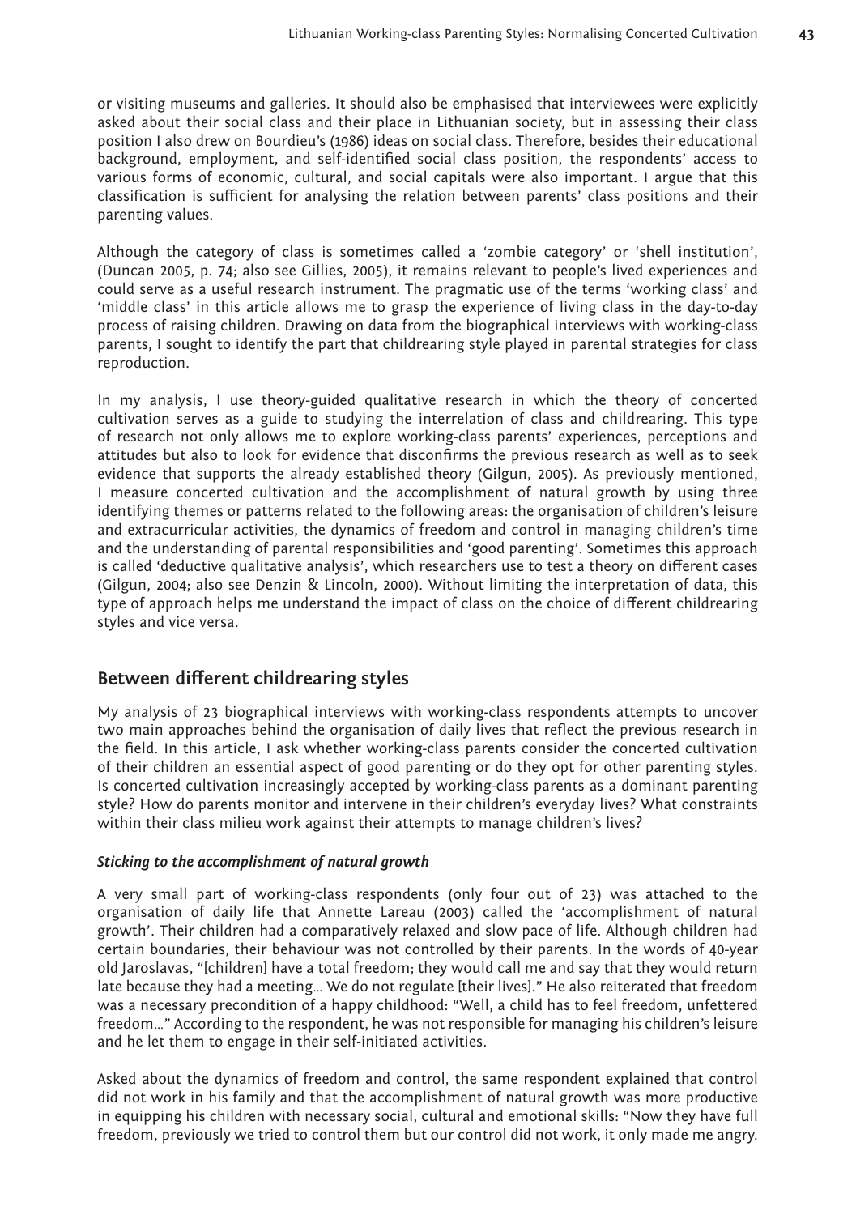or visiting museums and galleries. It should also be emphasised that interviewees were explicitly asked about their social class and their place in Lithuanian society, but in assessing their class position I also drew on Bourdieu's (1986) ideas on social class. Therefore, besides their educational background, employment, and self-identified social class position, the respondents' access to various forms of economic, cultural, and social capitals were also important. I argue that this classification is sufficient for analysing the relation between parents' class positions and their parenting values.

Although the category of class is sometimes called a 'zombie category' or 'shell institution', (Duncan 2005, p. 74; also see Gillies, 2005), it remains relevant to people's lived experiences and could serve as a useful research instrument. The pragmatic use of the terms 'working class' and 'middle class' in this article allows me to grasp the experience of living class in the day-to-day process of raising children. Drawing on data from the biographical interviews with working-class parents, I sought to identify the part that childrearing style played in parental strategies for class reproduction.

In my analysis, I use theory-guided qualitative research in which the theory of concerted cultivation serves as a guide to studying the interrelation of class and childrearing. This type of research not only allows me to explore working-class parents' experiences, perceptions and attitudes but also to look for evidence that disconfirms the previous research as well as to seek evidence that supports the already established theory (Gilgun, 2005). As previously mentioned, I measure concerted cultivation and the accomplishment of natural growth by using three identifying themes or patterns related to the following areas: the organisation of children's leisure and extracurricular activities, the dynamics of freedom and control in managing children's time and the understanding of parental responsibilities and 'good parenting'. Sometimes this approach is called 'deductive qualitative analysis', which researchers use to test a theory on different cases (Gilgun, 2004; also see Denzin & Lincoln, 2000). Without limiting the interpretation of data, this type of approach helps me understand the impact of class on the choice of different childrearing styles and vice versa.

## Between different childrearing styles

My analysis of 23 biographical interviews with working-class respondents attempts to uncover two main approaches behind the organisation of daily lives that reflect the previous research in the field. In this article, I ask whether working-class parents consider the concerted cultivation of their children an essential aspect of good parenting or do they opt for other parenting styles. Is concerted cultivation increasingly accepted by working-class parents as a dominant parenting style? How do parents monitor and intervene in their children's everyday lives? What constraints within their class milieu work against their attempts to manage children's lives?

### *Sticking to the accomplishment of natural growth*

A very small part of working-class respondents (only four out of 23) was attached to the organisation of daily life that Annette Lareau (2003) called the 'accomplishment of natural growth'. Their children had a comparatively relaxed and slow pace of life. Although children had certain boundaries, their behaviour was not controlled by their parents. In the words of 40-year old Jaroslavas, "[children] have a total freedom; they would call me and say that they would return late because they had a meeting… We do not regulate [their lives]." He also reiterated that freedom was a necessary precondition of a happy childhood: "Well, a child has to feel freedom, unfettered freedom…" According to the respondent, he was not responsible for managing his children's leisure and he let them to engage in their self-initiated activities.

Asked about the dynamics of freedom and control, the same respondent explained that control did not work in his family and that the accomplishment of natural growth was more productive in equipping his children with necessary social, cultural and emotional skills: "Now they have full freedom, previously we tried to control them but our control did not work, it only made me angry.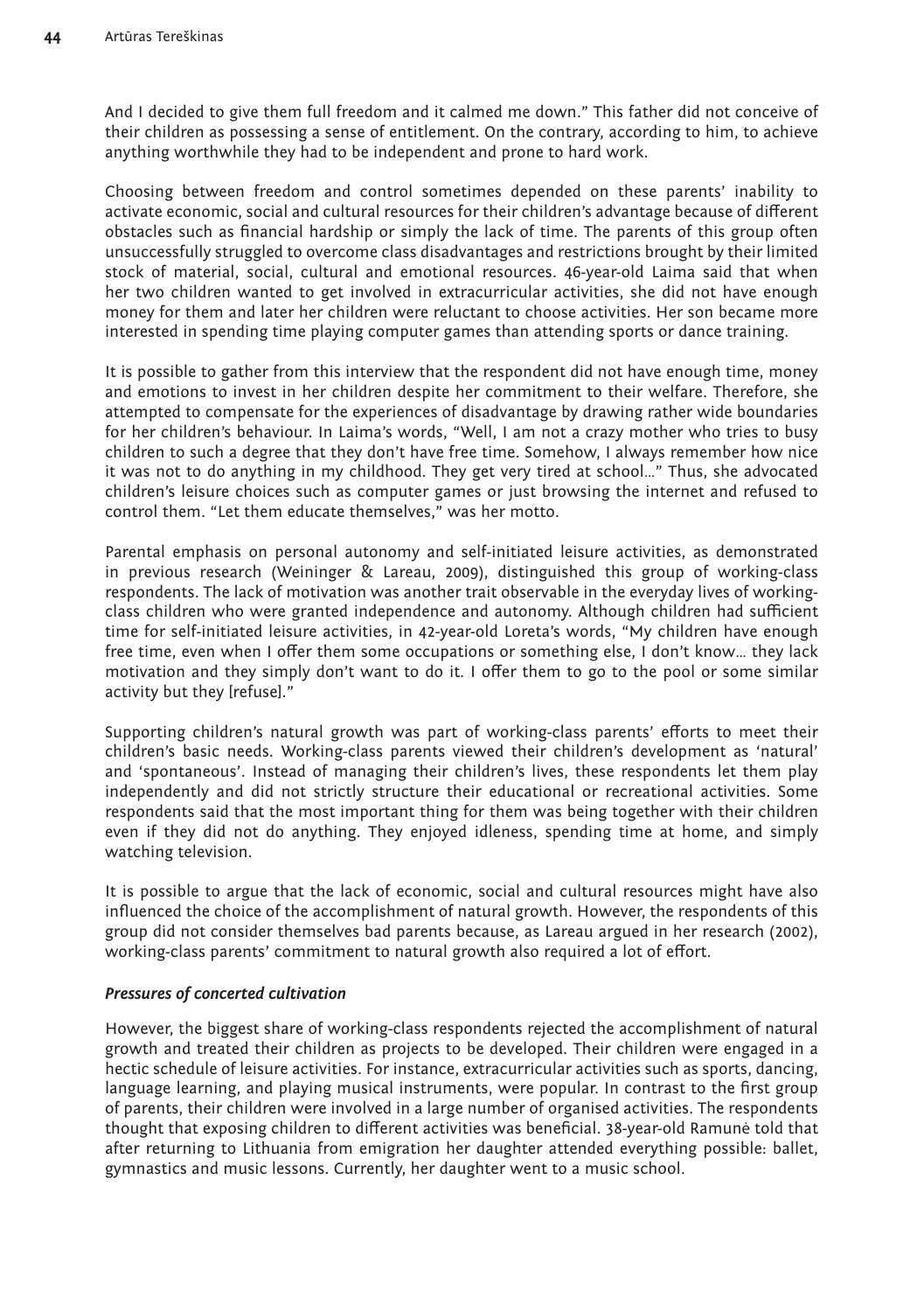And I decided to give them full freedom and it calmed me down." This father did not conceive of their children as possessing a sense of entitlement. On the contrary, according to him, to achieve anything worthwhile they had to be independent and prone to hard work.

Choosing between freedom and control sometimes depended on these parents' inability to activate economic, social and cultural resources for their children's advantage because of different obstacles such as financial hardship or simply the lack of time. The parents of this group often unsuccessfully struggled to overcome class disadvantages and restrictions brought by their limited stock of material, social, cultural and emotional resources. 46-year-old Laima said that when her two children wanted to get involved in extracurricular activities, she did not have enough money for them and later her children were reluctant to choose activities. Her son became more interested in spending time playing computer games than attending sports or dance training.

It is possible to gather from this interview that the respondent did not have enough time, money and emotions to invest in her children despite her commitment to their welfare. Therefore, she attempted to compensate for the experiences of disadvantage by drawing rather wide boundaries for her children's behaviour. In Laima's words, "Well, I am not a crazy mother who tries to busy children to such a degree that they don't have free time. Somehow, I always remember how nice it was not to do anything in my childhood. They get very tired at school…" Thus, she advocated children's leisure choices such as computer games or just browsing the internet and refused to control them. "Let them educate themselves," was her motto.

Parental emphasis on personal autonomy and self-initiated leisure activities, as demonstrated in previous research (Weininger & Lareau, 2009), distinguished this group of working-class respondents. The lack of motivation was another trait observable in the everyday lives of working-class children who were granted independence and autonomy. Although children had sufficient time for self-initiated leisure activities, in 42-year-old Loreta's words, "My children have enough free time, even when I offer them some occupations or something else, I don't know… they lack motivation and they simply don't want to do it. I offer them to go to the pool or some similar activity but they [refuse]."

Supporting children's natural growth was part of working-class parents' efforts to meet their children's basic needs. Working-class parents viewed their children's development as 'natural' and 'spontaneous'. Instead of managing their children's lives, these respondents let them play independently and did not strictly structure their educational or recreational activities. Some respondents said that the most important thing for them was being together with their children even if they did not do anything. They enjoyed idleness, spending time at home, and simply watching television.

It is possible to argue that the lack of economic, social and cultural resources might have also influenced the choice of the accomplishment of natural growth. However, the respondents of this group did not consider themselves bad parents because, as Lareau argued in her research (2002), working-class parents' commitment to natural growth also required a lot of effort.

### *Pressures of concerted cultivation*

However, the biggest share of working-class respondents rejected the accomplishment of natural growth and treated their children as projects to be developed. Their children were engaged in a hectic schedule of leisure activities. For instance, extracurricular activities such as sports, dancing, language learning, and playing musical instruments, were popular. In contrast to the first group of parents, their children were involved in a large number of organised activities. The respondents thought that exposing children to different activities was beneficial. 38-year-old Ramunė told that after returning to Lithuania from emigration her daughter attended everything possible: ballet, gymnastics and music lessons. Currently, her daughter went to a music school.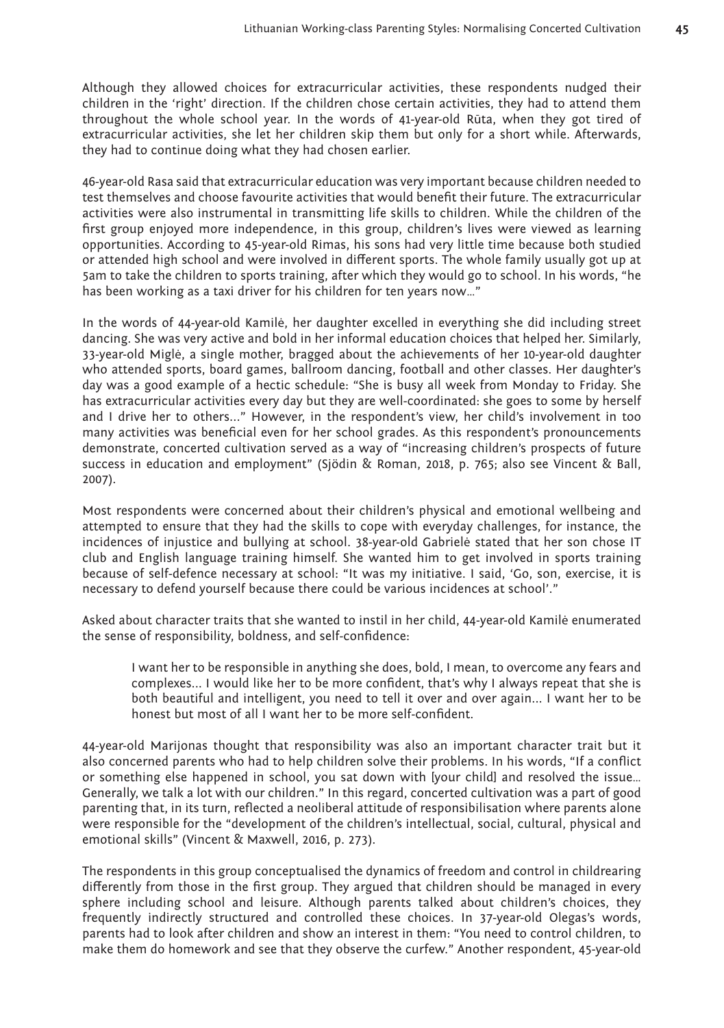Although they allowed choices for extracurricular activities, these respondents nudged their children in the 'right' direction. If the children chose certain activities, they had to attend them throughout the whole school year. In the words of 41-year-old Rūta, when they got tired of extracurricular activities, she let her children skip them but only for a short while. Afterwards, they had to continue doing what they had chosen earlier.

46-year-old Rasa said that extracurricular education was very important because children needed to test themselves and choose favourite activities that would benefit their future. The extracurricular activities were also instrumental in transmitting life skills to children. While the children of the first group enjoyed more independence, in this group, children's lives were viewed as learning opportunities. According to 45-year-old Rimas, his sons had very little time because both studied or attended high school and were involved in different sports. The whole family usually got up at 5am to take the children to sports training, after which they would go to school. In his words, "he has been working as a taxi driver for his children for ten years now…"

In the words of 44-year-old Kamilė, her daughter excelled in everything she did including street dancing. She was very active and bold in her informal education choices that helped her. Similarly, 33-year-old Miglė, a single mother, bragged about the achievements of her 10-year-old daughter who attended sports, board games, ballroom dancing, football and other classes. Her daughter's day was a good example of a hectic schedule: "She is busy all week from Monday to Friday. She has extracurricular activities every day but they are well-coordinated: she goes to some by herself and I drive her to others..." However, in the respondent's view, her child's involvement in too many activities was beneficial even for her school grades. As this respondent's pronouncements demonstrate, concerted cultivation served as a way of "increasing children's prospects of future success in education and employment" (Sjödin & Roman, 2018, p. 765; also see Vincent & Ball, 2007).

Most respondents were concerned about their children's physical and emotional wellbeing and attempted to ensure that they had the skills to cope with everyday challenges, for instance, the incidences of injustice and bullying at school. 38-year-old Gabrielė stated that her son chose IT club and English language training himself. She wanted him to get involved in sports training because of self-defence necessary at school: "It was my initiative. I said, 'Go, son, exercise, it is necessary to defend yourself because there could be various incidences at school'."

Asked about character traits that she wanted to instil in her child, 44-year-old Kamilė enumerated the sense of responsibility, boldness, and self-confidence:

> I want her to be responsible in anything she does, bold, I mean, to overcome any fears and complexes... I would like her to be more confident, that's why I always repeat that she is both beautiful and intelligent, you need to tell it over and over again... I want her to be honest but most of all I want her to be more self-confident.

44-year-old Marijonas thought that responsibility was also an important character trait but it also concerned parents who had to help children solve their problems. In his words, "If a conflict or something else happened in school, you sat down with [your child] and resolved the issue… Generally, we talk a lot with our children." In this regard, concerted cultivation was a part of good parenting that, in its turn, reflected a neoliberal attitude of responsibilisation where parents alone were responsible for the "development of the children's intellectual, social, cultural, physical and emotional skills" (Vincent & Maxwell, 2016, p. 273).

The respondents in this group conceptualised the dynamics of freedom and control in childrearing differently from those in the first group. They argued that children should be managed in every sphere including school and leisure. Although parents talked about children's choices, they frequently indirectly structured and controlled these choices. In 37-year-old Olegas's words, parents had to look after children and show an interest in them: "You need to control children, to make them do homework and see that they observe the curfew." Another respondent, 45-year-old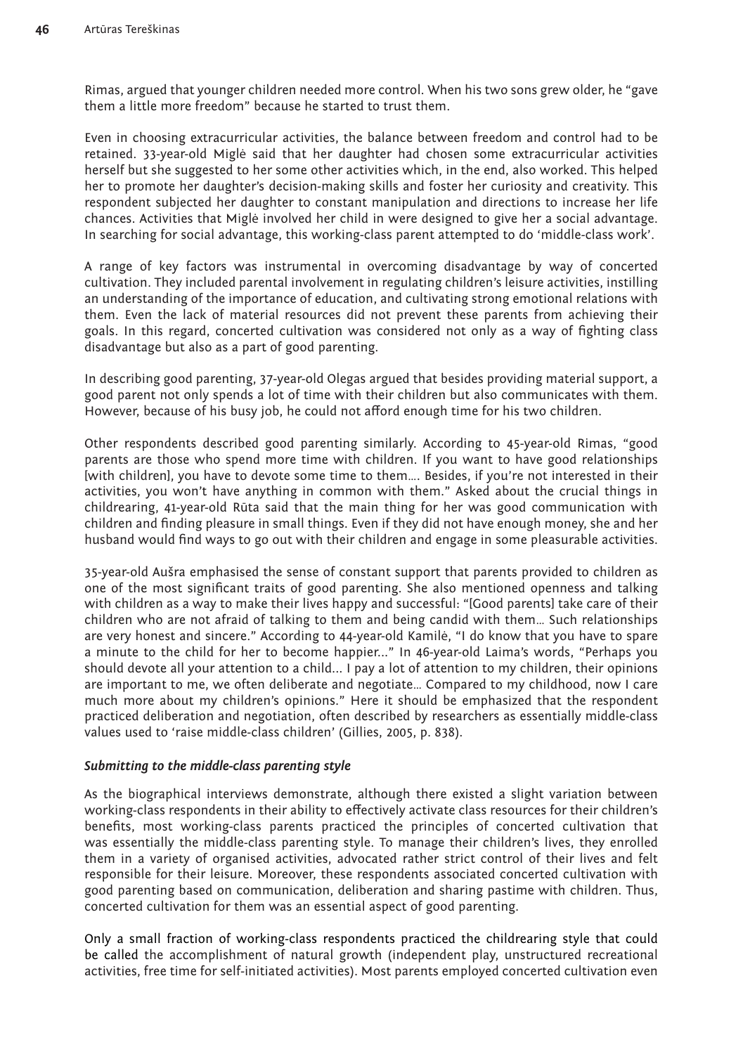Rimas, argued that younger children needed more control. When his two sons grew older, he "gave them a little more freedom" because he started to trust them.

Even in choosing extracurricular activities, the balance between freedom and control had to be retained. 33-year-old Miglė said that her daughter had chosen some extracurricular activities herself but she suggested to her some other activities which, in the end, also worked. This helped her to promote her daughter's decision-making skills and foster her curiosity and creativity. This respondent subjected her daughter to constant manipulation and directions to increase her life chances. Activities that Miglė involved her child in were designed to give her a social advantage. In searching for social advantage, this working-class parent attempted to do 'middle-class work'.

A range of key factors was instrumental in overcoming disadvantage by way of concerted cultivation. They included parental involvement in regulating children's leisure activities, instilling an understanding of the importance of education, and cultivating strong emotional relations with them. Even the lack of material resources did not prevent these parents from achieving their goals. In this regard, concerted cultivation was considered not only as a way of fighting class disadvantage but also as a part of good parenting.

In describing good parenting, 37-year-old Olegas argued that besides providing material support, a good parent not only spends a lot of time with their children but also communicates with them. However, because of his busy job, he could not afford enough time for his two children.

Other respondents described good parenting similarly. According to 45-year-old Rimas, "good parents are those who spend more time with children. If you want to have good relationships [with children], you have to devote some time to them…. Besides, if you're not interested in their activities, you won't have anything in common with them." Asked about the crucial things in childrearing, 41-year-old Rūta said that the main thing for her was good communication with children and finding pleasure in small things. Even if they did not have enough money, she and her husband would find ways to go out with their children and engage in some pleasurable activities.

35-year-old Aušra emphasised the sense of constant support that parents provided to children as one of the most significant traits of good parenting. She also mentioned openness and talking with children as a way to make their lives happy and successful: "[Good parents] take care of their children who are not afraid of talking to them and being candid with them… Such relationships are very honest and sincere." According to 44-year-old Kamilė, "I do know that you have to spare a minute to the child for her to become happier..." In 46-year-old Laima's words, "Perhaps you should devote all your attention to a child... I pay a lot of attention to my children, their opinions are important to me, we often deliberate and negotiate… Compared to my childhood, now I care much more about my children's opinions." Here it should be emphasized that the respondent practiced deliberation and negotiation, often described by researchers as essentially middle-class values used to 'raise middle-class children' (Gillies, 2005, p. 838).

#### *Submitting to the middle-class parenting style*

As the biographical interviews demonstrate, although there existed a slight variation between working-class respondents in their ability to effectively activate class resources for their children's benefits, most working-class parents practiced the principles of concerted cultivation that was essentially the middle-class parenting style. To manage their children's lives, they enrolled them in a variety of organised activities, advocated rather strict control of their lives and felt responsible for their leisure. Moreover, these respondents associated concerted cultivation with good parenting based on communication, deliberation and sharing pastime with children. Thus, concerted cultivation for them was an essential aspect of good parenting.

Only a small fraction of working-class respondents practiced the childrearing style that could be called the accomplishment of natural growth (independent play, unstructured recreational activities, free time for self-initiated activities). Most parents employed concerted cultivation even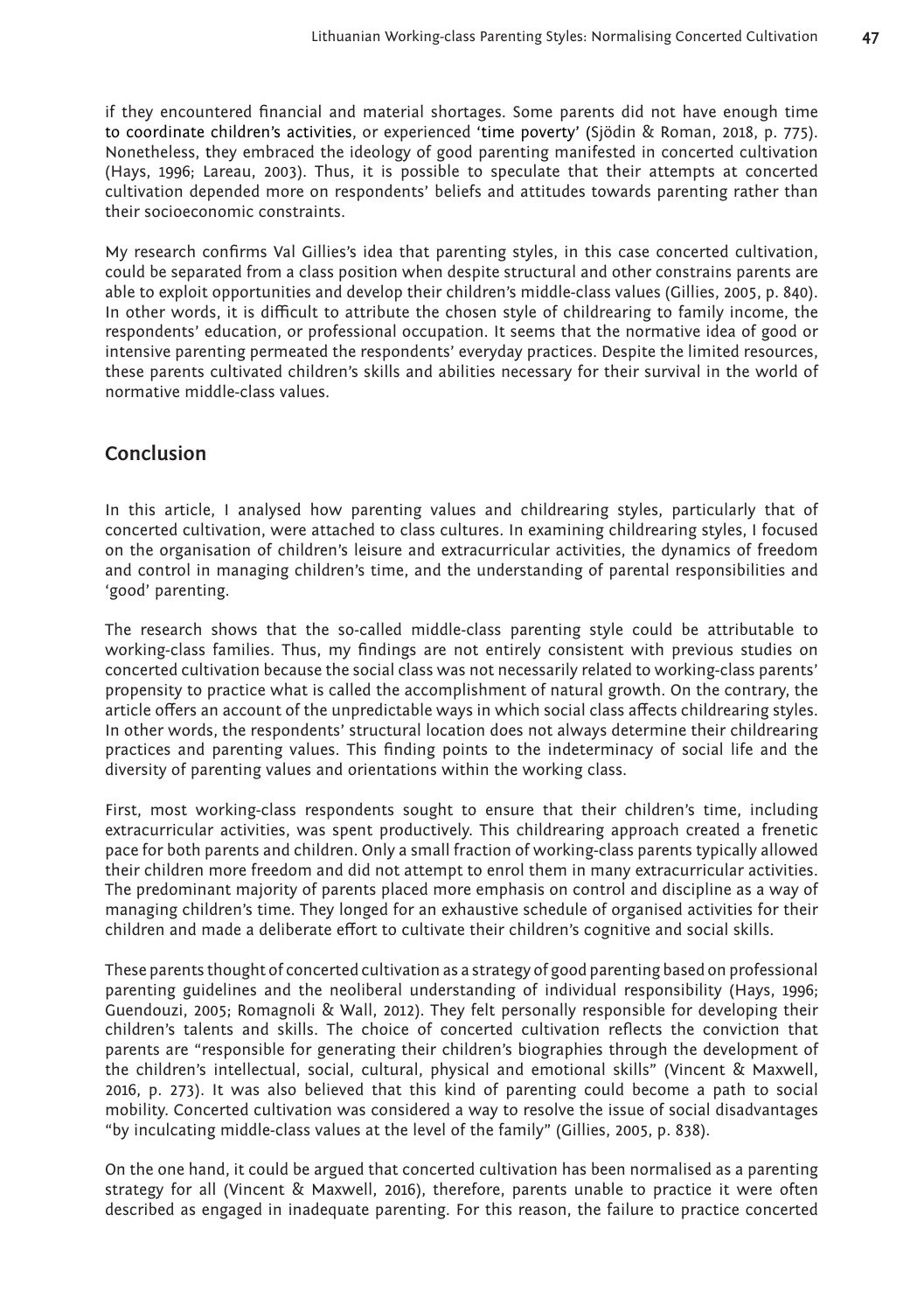if they encountered financial and material shortages. Some parents did not have enough time to coordinate children's activities, or experienced 'time poverty' (Sjödin & Roman, 2018, p. 775). Nonetheless, they embraced the ideology of good parenting manifested in concerted cultivation (Hays, 1996; Lareau, 2003). Thus, it is possible to speculate that their attempts at concerted cultivation depended more on respondents' beliefs and attitudes towards parenting rather than their socioeconomic constraints.

My research confirms Val Gillies's idea that parenting styles, in this case concerted cultivation, could be separated from a class position when despite structural and other constrains parents are able to exploit opportunities and develop their children's middle-class values (Gillies, 2005, p. 840). In other words, it is difficult to attribute the chosen style of childrearing to family income, the respondents' education, or professional occupation. It seems that the normative idea of good or intensive parenting permeated the respondents' everyday practices. Despite the limited resources, these parents cultivated children's skills and abilities necessary for their survival in the world of normative middle-class values.

## Conclusion

In this article, I analysed how parenting values and childrearing styles, particularly that of concerted cultivation, were attached to class cultures. In examining childrearing styles, I focused on the organisation of children's leisure and extracurricular activities, the dynamics of freedom and control in managing children's time, and the understanding of parental responsibilities and 'good' parenting.

The research shows that the so-called middle-class parenting style could be attributable to working-class families. Thus, my findings are not entirely consistent with previous studies on concerted cultivation because the social class was not necessarily related to working-class parents' propensity to practice what is called the accomplishment of natural growth. On the contrary, the article offers an account of the unpredictable ways in which social class affects childrearing styles. In other words, the respondents' structural location does not always determine their childrearing practices and parenting values. This finding points to the indeterminacy of social life and the diversity of parenting values and orientations within the working class.

First, most working-class respondents sought to ensure that their children's time, including extracurricular activities, was spent productively. This childrearing approach created a frenetic pace for both parents and children. Only a small fraction of working-class parents typically allowed their children more freedom and did not attempt to enrol them in many extracurricular activities. The predominant majority of parents placed more emphasis on control and discipline as a way of managing children's time. They longed for an exhaustive schedule of organised activities for their children and made a deliberate effort to cultivate their children's cognitive and social skills.

These parents thought of concerted cultivation as a strategy of good parenting based on professional parenting guidelines and the neoliberal understanding of individual responsibility (Hays, 1996; Guendouzi, 2005; Romagnoli & Wall, 2012). They felt personally responsible for developing their children's talents and skills. The choice of concerted cultivation reflects the conviction that parents are "responsible for generating their children's biographies through the development of the children's intellectual, social, cultural, physical and emotional skills" (Vincent & Maxwell, 2016, p. 273). It was also believed that this kind of parenting could become a path to social mobility. Concerted cultivation was considered a way to resolve the issue of social disadvantages "by inculcating middle-class values at the level of the family" (Gillies, 2005, p. 838).

On the one hand, it could be argued that concerted cultivation has been normalised as a parenting strategy for all (Vincent & Maxwell, 2016), therefore, parents unable to practice it were often described as engaged in inadequate parenting. For this reason, the failure to practice concerted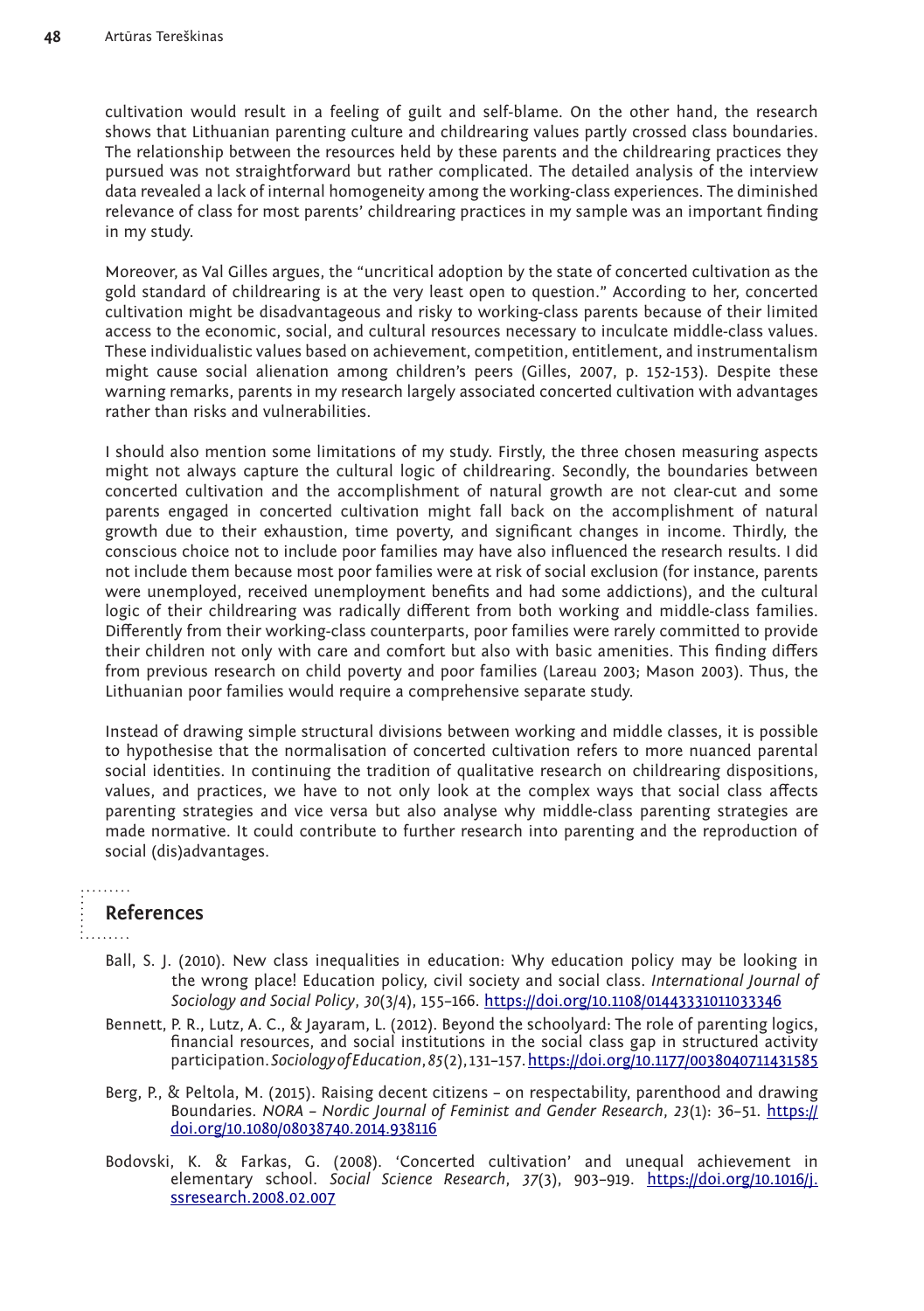cultivation would result in a feeling of guilt and self-blame. On the other hand, the research shows that Lithuanian parenting culture and childrearing values partly crossed class boundaries. The relationship between the resources held by these parents and the childrearing practices they pursued was not straightforward but rather complicated. The detailed analysis of the interview data revealed a lack of internal homogeneity among the working-class experiences. The diminished relevance of class for most parents' childrearing practices in my sample was an important finding in my study.

Moreover, as Val Gilles argues, the "uncritical adoption by the state of concerted cultivation as the gold standard of childrearing is at the very least open to question." According to her, concerted cultivation might be disadvantageous and risky to working-class parents because of their limited access to the economic, social, and cultural resources necessary to inculcate middle-class values. These individualistic values based on achievement, competition, entitlement, and instrumentalism might cause social alienation among children's peers (Gilles, 2007, p. 152-153). Despite these warning remarks, parents in my research largely associated concerted cultivation with advantages rather than risks and vulnerabilities.

I should also mention some limitations of my study. Firstly, the three chosen measuring aspects might not always capture the cultural logic of childrearing. Secondly, the boundaries between concerted cultivation and the accomplishment of natural growth are not clear-cut and some parents engaged in concerted cultivation might fall back on the accomplishment of natural growth due to their exhaustion, time poverty, and significant changes in income. Thirdly, the conscious choice not to include poor families may have also influenced the research results. I did not include them because most poor families were at risk of social exclusion (for instance, parents were unemployed, received unemployment benefits and had some addictions), and the cultural logic of their childrearing was radically different from both working and middle-class families. Differently from their working-class counterparts, poor families were rarely committed to provide their children not only with care and comfort but also with basic amenities. This finding differs from previous research on child poverty and poor families (Lareau 2003; Mason 2003). Thus, the Lithuanian poor families would require a comprehensive separate study.

Instead of drawing simple structural divisions between working and middle classes, it is possible to hypothesise that the normalisation of concerted cultivation refers to more nuanced parental social identities. In continuing the tradition of qualitative research on childrearing dispositions, values, and practices, we have to not only look at the complex ways that social class affects parenting strategies and vice versa but also analyse why middle-class parenting strategies are made normative. It could contribute to further research into parenting and the reproduction of social (dis)advantages.

## References

Ball, S. J. (2010). New class inequalities in education: Why education policy may be looking in the wrong place! Education policy, civil society and social class. *International Journal of Sociology and Social Policy*, *30*(3/4), 155–166. https://doi.org/10.1108/01443331011033346

Bennett, P. R., Lutz, A. C., & Jayaram, L. (2012). Beyond the schoolyard: The role of parenting logics, financial resources, and social institutions in the social class gap in structured activity participation. *Sociology of Education*, *85*(2), 131–157. https://doi.org/10.1177/0038040711431585

Berg, P., & Peltola, M. (2015). Raising decent citizens – on respectability, parenthood and drawing Boundaries. *NORA – Nordic Journal of Feminist and Gender Research*, *23*(1): 36–51. https://doi.org/10.1080/08038740.2014.938116

Bodovski, K. & Farkas, G. (2008). 'Concerted cultivation' and unequal achievement in elementary school. *Social Science Research*, *37*(3), 903–919. https://doi.org/10.1016/j.ssresearch.2008.02.007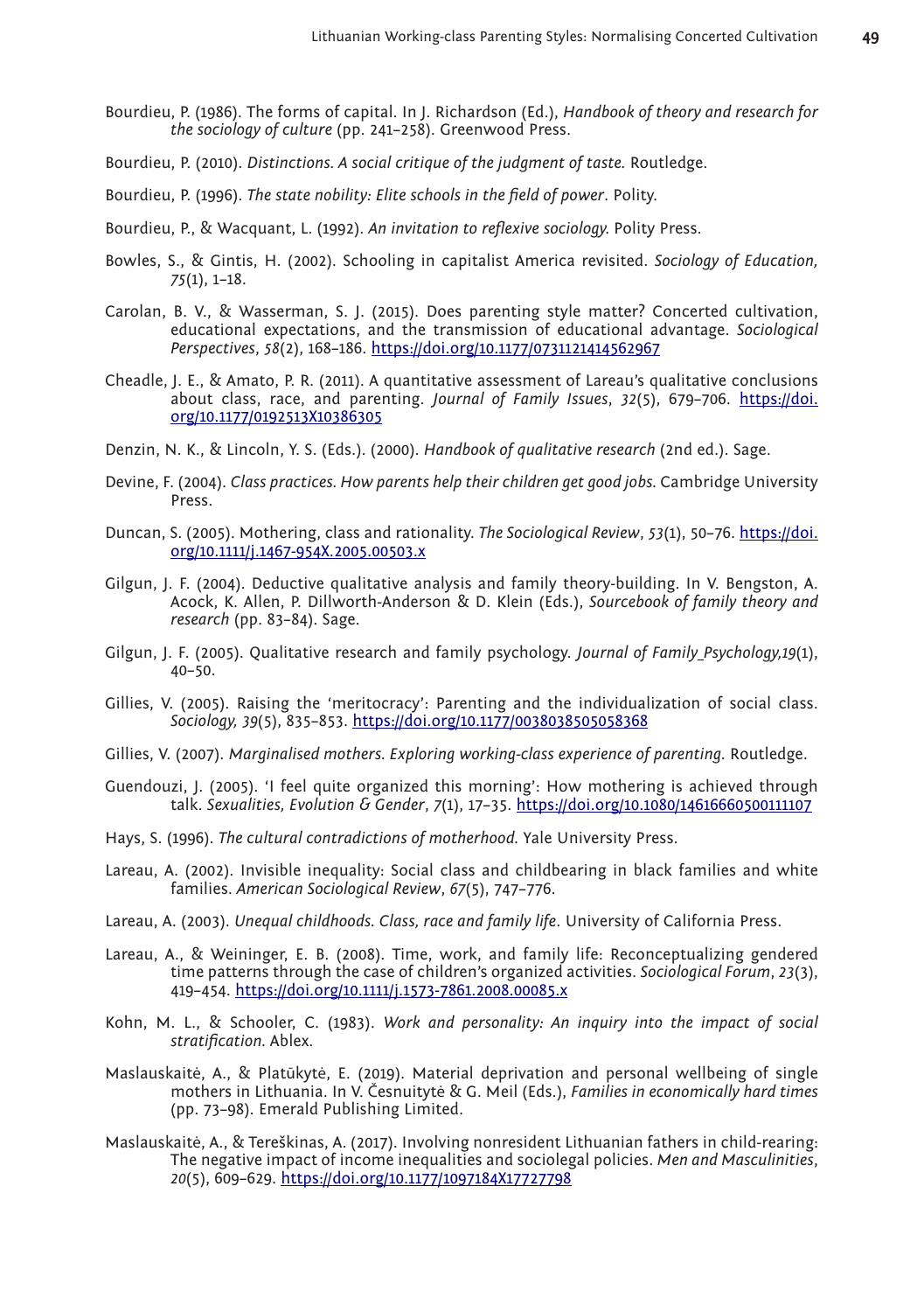Bourdieu, P. (1986). The forms of capital. In J. Richardson (Ed.), *Handbook of theory and research for the sociology of culture* (pp. 241–258). Greenwood Press.

Bourdieu, P. (2010). *Distinctions. A social critique of the judgment of taste.* Routledge.

Bourdieu, P. (1996). *The state nobility: Elite schools in the field of power*. Polity.

Bourdieu, P., & Wacquant, L. (1992). *An invitation to reflexive sociology.* Polity Press.

Bowles, S., & Gintis, H. (2002). Schooling in capitalist America revisited. *Sociology of Education, 75*(1), 1–18.

Carolan, B. V., & Wasserman, S. J. (2015). Does parenting style matter? Concerted cultivation, educational expectations, and the transmission of educational advantage. *Sociological Perspectives*, *58*(2), 168–186. https://doi.org/10.1177/0731121414562967

Cheadle, J. E., & Amato, P. R. (2011). A quantitative assessment of Lareau's qualitative conclusions about class, race, and parenting. *Journal of Family Issues*, *32*(5), 679–706. https://doi.org/10.1177/0192513X10386305

Denzin, N. K., & Lincoln, Y. S. (Eds.). (2000). *Handbook of qualitative research* (2nd ed.). Sage.

Devine, F. (2004). *Class practices. How parents help their children get good jobs.* Cambridge University Press.

Duncan, S. (2005). Mothering, class and rationality. *The Sociological Review*, *53*(1), 50–76. https://doi.org/10.1111/j.1467-954X.2005.00503.x

Gilgun, J. F. (2004). Deductive qualitative analysis and family theory-building. In V. Bengston, A. Acock, K. Allen, P. Dillworth-Anderson & D. Klein (Eds.), *Sourcebook of family theory and research* (pp. 83–84). Sage.

Gilgun, J. F. (2005). Qualitative research and family psychology. *Journal of Family Psychology,19*(1), 40–50.

Gillies, V. (2005). Raising the 'meritocracy': Parenting and the individualization of social class. *Sociology, 39*(5), 835–853. https://doi.org/10.1177/0038038505058368

Gillies, V. (2007). *Marginalised mothers. Exploring working-class experience of parenting.* Routledge.

Guendouzi, J. (2005). 'I feel quite organized this morning': How mothering is achieved through talk. *Sexualities, Evolution & Gender*, *7*(1), 17–35. https://doi.org/10.1080/14616660500111107

Hays, S. (1996). *The cultural contradictions of motherhood.* Yale University Press.

Lareau, A. (2002). Invisible inequality: Social class and childbearing in black families and white families. *American Sociological Review*, *67*(5), 747–776.

Lareau, A. (2003). *Unequal childhoods. Class, race and family life*. University of California Press.

Lareau, A., & Weininger, E. B. (2008). Time, work, and family life: Reconceptualizing gendered time patterns through the case of children's organized activities. *Sociological Forum*, *23*(3), 419–454. https://doi.org/10.1111/j.1573-7861.2008.00085.x

Kohn, M. L., & Schooler, C. (1983). *Work and personality: An inquiry into the impact of social stratification.* Ablex.

Maslauskaitė, A., & Platūkytė, E. (2019). Material deprivation and personal wellbeing of single mothers in Lithuania. In V. Česnuitytė & G. Meil (Eds.), *Families in economically hard times* (pp. 73–98). Emerald Publishing Limited.

Maslauskaitė, A., & Tereškinas, A. (2017). Involving nonresident Lithuanian fathers in child-rearing: The negative impact of income inequalities and sociolegal policies. *Men and Masculinities*, *20*(5), 609–629. https://doi.org/10.1177/1097184X17727798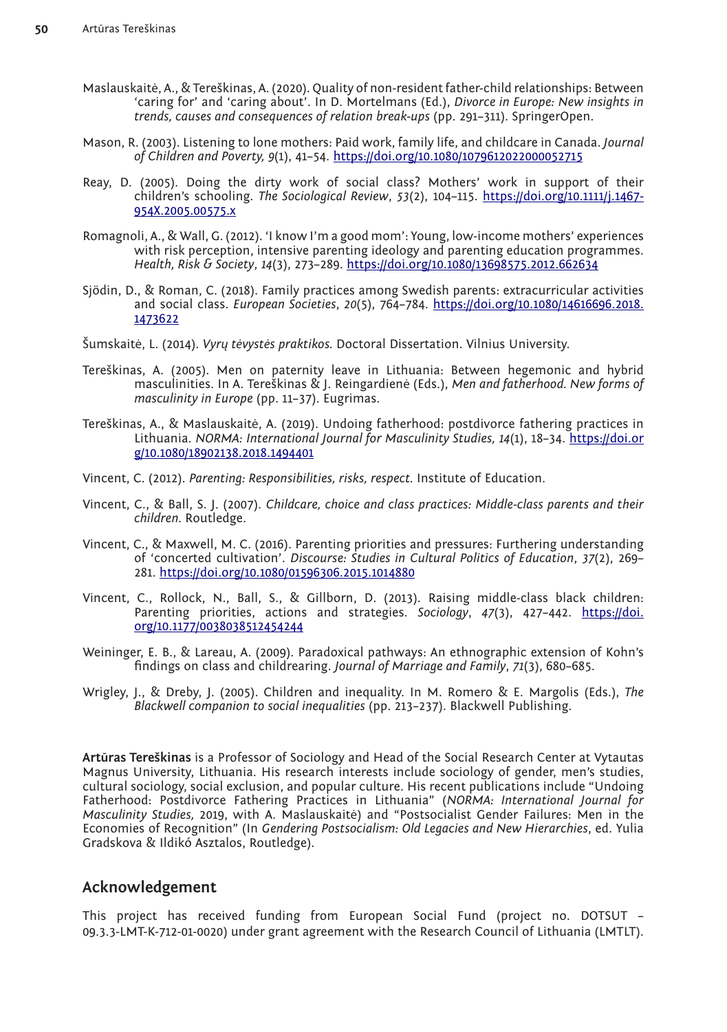Maslauskaitė, A., & Tereškinas, A. (2020). Quality of non-resident father-child relationships: Between 'caring for' and 'caring about'. In D. Mortelmans (Ed.), *Divorce in Europe: New insights in trends, causes and consequences of relation break-ups* (pp. 291–311). SpringerOpen.

Mason, R. (2003). Listening to lone mothers: Paid work, family life, and childcare in Canada. *Journal of Children and Poverty, 9*(1), 41–54. https://doi.org/10.1080/1079612022000052715

Reay, D. (2005). Doing the dirty work of social class? Mothers' work in support of their children's schooling. *The Sociological Review*, *53*(2), 104–115. https://doi.org/10.1111/j.1467-954X.2005.00575.x

Romagnoli, A., & Wall, G. (2012). 'I know I'm a good mom': Young, low-income mothers' experiences with risk perception, intensive parenting ideology and parenting education programmes. *Health, Risk & Society*, *14*(3), 273–289. https://doi.org/10.1080/13698575.2012.662634

Sjödin, D., & Roman, C. (2018). Family practices among Swedish parents: extracurricular activities and social class. *European Societies*, *20*(5), 764–784. https://doi.org/10.1080/14616696.2018.1473622

Šumskaitė, L. (2014). *Vyrų tėvystės praktikos.* Doctoral Dissertation. Vilnius University.

Tereškinas, A. (2005). Men on paternity leave in Lithuania: Between hegemonic and hybrid masculinities. In A. Tereškinas & J. Reingardienė (Eds.), *Men and fatherhood. New forms of masculinity in Europe* (pp. 11–37). Eugrimas.

Tereškinas, A., & Maslauskaitė, A. (2019). Undoing fatherhood: postdivorce fathering practices in Lithuania. *NORMA: International Journal for Masculinity Studies, 14*(1), 18–34. https://doi.org/10.1080/18902138.2018.1494401

Vincent, C. (2012). *Parenting: Responsibilities, risks, respect.* Institute of Education.

Vincent, C., & Ball, S. J. (2007). *Childcare, choice and class practices: Middle-class parents and their children.* Routledge.

Vincent, C., & Maxwell, M. C. (2016). Parenting priorities and pressures: Furthering understanding of 'concerted cultivation'. *Discourse: Studies in Cultural Politics of Education*, *37*(2), 269–281. https://doi.org/10.1080/01596306.2015.1014880

Vincent, C., Rollock, N., Ball, S., & Gillborn, D. (2013). Raising middle-class black children: Parenting priorities, actions and strategies. *Sociology*, *47*(3), 427–442. https://doi.org/10.1177/0038038512454244

Weininger, E. B., & Lareau, A. (2009). Paradoxical pathways: An ethnographic extension of Kohn's findings on class and childrearing. *Journal of Marriage and Family*, *71*(3), 680–685.

Wrigley, J., & Dreby, J. (2005). Children and inequality. In M. Romero & E. Margolis (Eds.), *The Blackwell companion to social inequalities* (pp. 213–237). Blackwell Publishing.

**Artūras Tereškinas** is a Professor of Sociology and Head of the Social Research Center at Vytautas Magnus University, Lithuania. His research interests include sociology of gender, men's studies, cultural sociology, social exclusion, and popular culture. His recent publications include "Undoing Fatherhood: Postdivorce Fathering Practices in Lithuania" (*NORMA: International Journal for Masculinity Studies,* 2019, with A. Maslauskaitė) and "Postsocialist Gender Failures: Men in the Economies of Recognition" (In *Gendering Postsocialism: Old Legacies and New Hierarchies*, ed. Yulia Gradskova & Ildikó Asztalos, Routledge).

## Acknowledgement

This project has received funding from European Social Fund (project no. DOTSUT – 09.3.3-LMT-K-712-01-0020) under grant agreement with the Research Council of Lithuania (LMTLT).